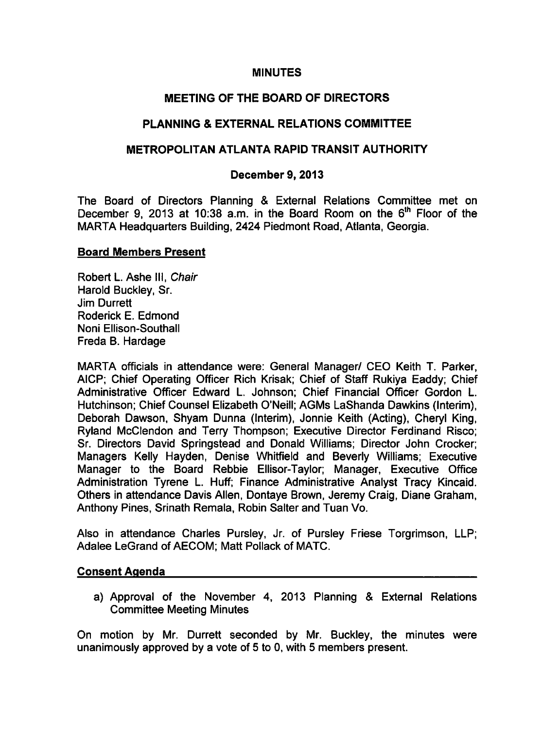# MINUTES

## MEETING OF THE BOARD OF DIRECTORS

## PLANNING & EXTERNAL RELATIONS COMMITTEE

## METROPOLITAN ATLANTA RAPID TRANSIT AUTHORITY

### December 9, 2013

The Board of Directors Planning & External Relations Committee met on December 9, 2013 at 10:38 a.m. in the Board Room on the 6th Floor of the MARTA Headquarters Building, 2424 Piedmont Road, Atlanta, Georgia.

**Board Members Present**

Robert L. Ashe III, *Chair*
Harold Buckley, Sr.
Jim Durrett
Roderick E. Edmond
Noni Ellison-Southall
Freda B. Hardage

MARTA officials in attendance were: General Manager/ CEO Keith T. Parker, AICP; Chief Operating Officer Rich Krisak; Chief of Staff Rukiya Eaddy; Chief Administrative Officer Edward L. Johnson; Chief Financial Officer Gordon L. Hutchinson; Chief Counsel Elizabeth O'Neill; AGMs LaShanda Dawkins (Interim), Deborah Dawson, Shyam Dunna (Interim), Jonnie Keith (Acting), Cheryl King, Ryland McClendon and Terry Thompson; Executive Director Ferdinand Risco; Sr. Directors David Springstead and Donald Williams; Director John Crocker; Managers Kelly Hayden, Denise Whitfield and Beverly Williams; Executive Manager to the Board Rebbie Ellisor-Taylor; Manager, Executive Office Administration Tyrene L. Huff; Finance Administrative Analyst Tracy Kincaid. Others in attendance Davis Allen, Dontaye Brown, Jeremy Craig, Diane Graham, Anthony Pines, Srinath Remala, Robin Salter and Tuan Vo.

Also in attendance Charles Pursley, Jr. of Pursley Friese Torgrimson, LLP; Adalee LeGrand of AECOM; Matt Pollack of MATC.

**Consent Agenda**

a) Approval of the November 4, 2013 Planning & External Relations Committee Meeting Minutes

On motion by Mr. Durrett seconded by Mr. Buckley, the minutes were unanimously approved by a vote of 5 to 0, with 5 members present.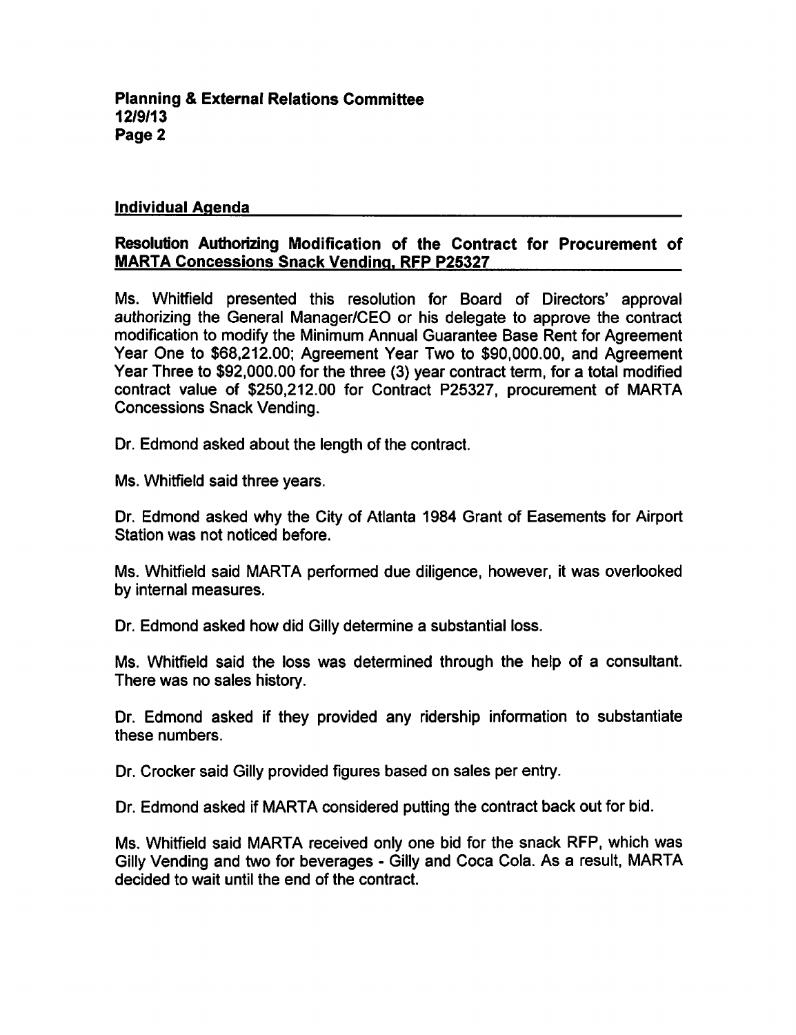## Individual Agenda

### Resolution Authorizing Modification of the Contract for Procurement of MARTA Concessions Snack Vending, RFP P25327

Ms. Whitfield presented this resolution for Board of Directors' approval authorizing the General Manager/CEO or his delegate to approve the contract modification to modify the Minimum Annual Guarantee Base Rent for Agreement Year One to $68,212.00; Agreement Year Two to $90,000.00, and Agreement Year Three to $92,000.00 for the three (3) year contract term, for a total modified contract value of $250,212.00 for Contract P25327, procurement of MARTA Concessions Snack Vending.

Dr. Edmond asked about the length of the contract.

Ms. Whitfield said three years.

Dr. Edmond asked why the City of Atlanta 1984 Grant of Easements for Airport Station was not noticed before.

Ms. Whitfield said MARTA performed due diligence, however, it was overlooked by internal measures.

Dr. Edmond asked how did Gilly determine a substantial loss.

Ms. Whitfield said the loss was determined through the help of a consultant. There was no sales history.

Dr. Edmond asked if they provided any ridership information to substantiate these numbers.

Dr. Crocker said Gilly provided figures based on sales per entry.

Dr. Edmond asked if MARTA considered putting the contract back out for bid.

Ms. Whitfield said MARTA received only one bid for the snack RFP, which was Gilly Vending and two for beverages - Gilly and Coca Cola. As a result, MARTA decided to wait until the end of the contract.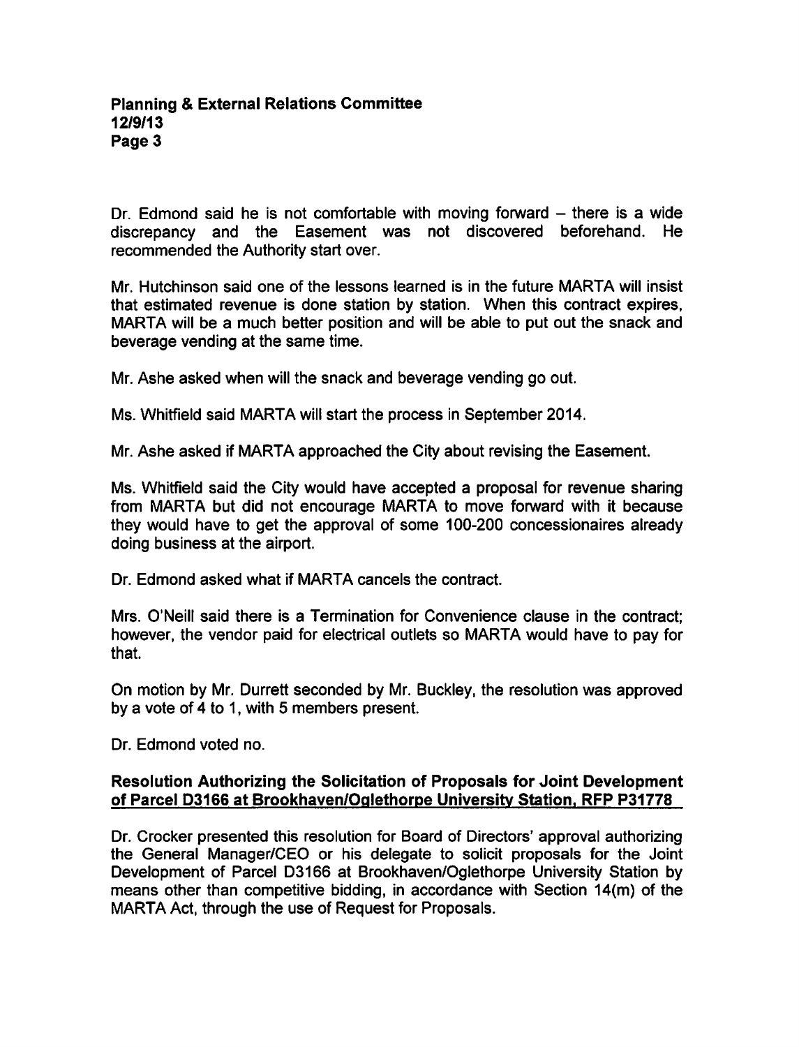Dr. Edmond said he is not comfortable with moving forward – there is a wide discrepancy and the Easement was not discovered beforehand. He recommended the Authority start over.

Mr. Hutchinson said one of the lessons learned is in the future MARTA will insist that estimated revenue is done station by station. When this contract expires, MARTA will be a much better position and will be able to put out the snack and beverage vending at the same time.

Mr. Ashe asked when will the snack and beverage vending go out.

Ms. Whitfield said MARTA will start the process in September 2014.

Mr. Ashe asked if MARTA approached the City about revising the Easement.

Ms. Whitfield said the City would have accepted a proposal for revenue sharing from MARTA but did not encourage MARTA to move forward with it because they would have to get the approval of some 100-200 concessionaires already doing business at the airport.

Dr. Edmond asked what if MARTA cancels the contract.

Mrs. O'Neill said there is a Termination for Convenience clause in the contract; however, the vendor paid for electrical outlets so MARTA would have to pay for that.

On motion by Mr. Durrett seconded by Mr. Buckley, the resolution was approved by a vote of 4 to 1, with 5 members present.

Dr. Edmond voted no.

**Resolution Authorizing the Solicitation of Proposals for Joint Development of Parcel D3166 at Brookhaven/Oglethorpe University Station, RFP P31778**

Dr. Crocker presented this resolution for Board of Directors' approval authorizing the General Manager/CEO or his delegate to solicit proposals for the Joint Development of Parcel D3166 at Brookhaven/Oglethorpe University Station by means other than competitive bidding, in accordance with Section 14(m) of the MARTA Act, through the use of Request for Proposals.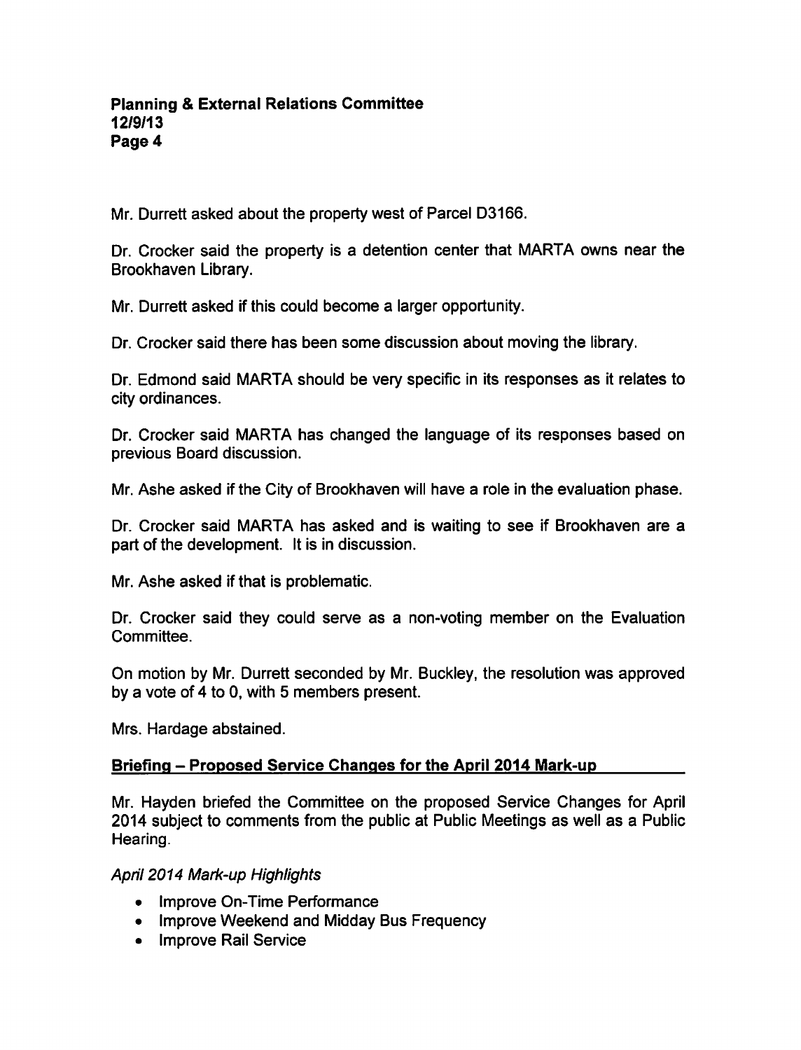Mr. Durrett asked about the property west of Parcel D3166.

Dr. Crocker said the property is a detention center that MARTA owns near the Brookhaven Library.

Mr. Durrett asked if this could become a larger opportunity.

Dr. Crocker said there has been some discussion about moving the library.

Dr. Edmond said MARTA should be very specific in its responses as it relates to city ordinances.

Dr. Crocker said MARTA has changed the language of its responses based on previous Board discussion.

Mr. Ashe asked if the City of Brookhaven will have a role in the evaluation phase.

Dr. Crocker said MARTA has asked and is waiting to see if Brookhaven are a part of the development. It is in discussion.

Mr. Ashe asked if that is problematic.

Dr. Crocker said they could serve as a non-voting member on the Evaluation Committee.

On motion by Mr. Durrett seconded by Mr. Buckley, the resolution was approved by a vote of 4 to 0, with 5 members present.

Mrs. Hardage abstained.

**Briefing – Proposed Service Changes for the April 2014 Mark-up**

Mr. Hayden briefed the Committee on the proposed Service Changes for April 2014 subject to comments from the public at Public Meetings as well as a Public Hearing.

*April 2014 Mark-up Highlights*

- Improve On-Time Performance
- Improve Weekend and Midday Bus Frequency
- Improve Rail Service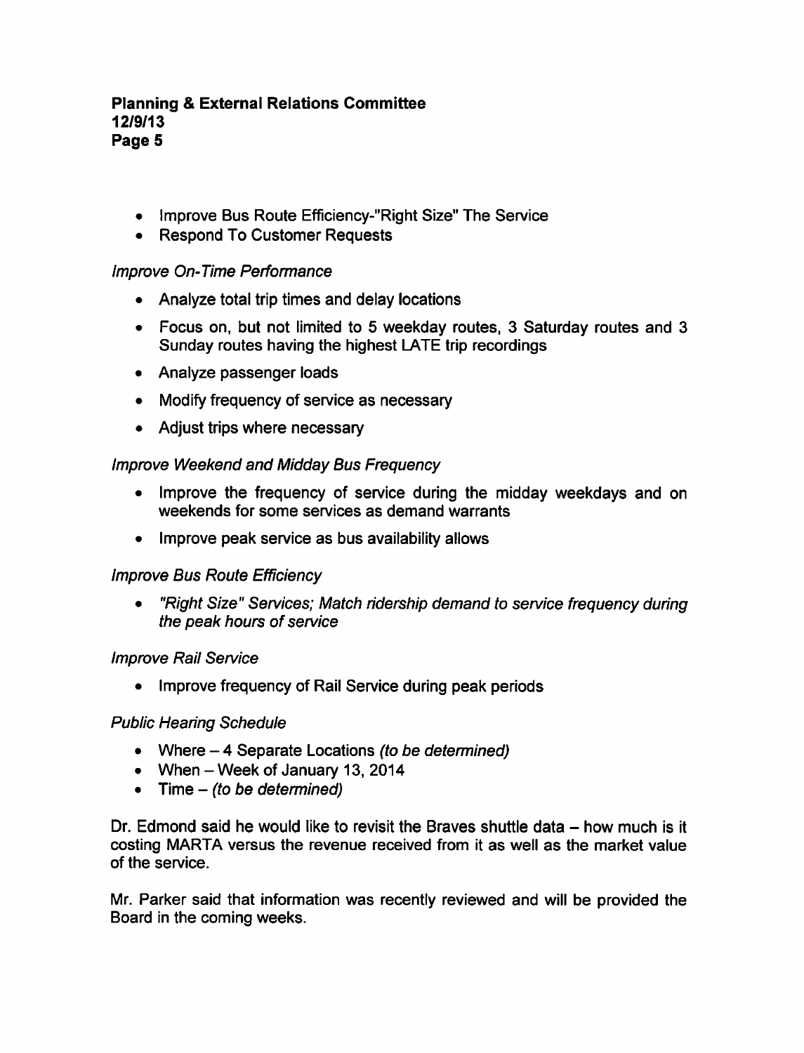- Improve Bus Route Efficiency-"Right Size" The Service
- Respond To Customer Requests

*Improve On-Time Performance*

- Analyze total trip times and delay locations
- Focus on, but not limited to 5 weekday routes, 3 Saturday routes and 3 Sunday routes having the highest LATE trip recordings
- Analyze passenger loads
- Modify frequency of service as necessary
- Adjust trips where necessary

*Improve Weekend and Midday Bus Frequency*

- Improve the frequency of service during the midday weekdays and on weekends for some services as demand warrants
- Improve peak service as bus availability allows

*Improve Bus Route Efficiency*

- *"Right Size" Services; Match ridership demand to service frequency during the peak hours of service*

*Improve Rail Service*

- Improve frequency of Rail Service during peak periods

*Public Hearing Schedule*

- Where – 4 Separate Locations *(to be determined)*
- When – Week of January 13, 2014
- Time – *(to be determined)*

Dr. Edmond said he would like to revisit the Braves shuttle data – how much is it costing MARTA versus the revenue received from it as well as the market value of the service.

Mr. Parker said that information was recently reviewed and will be provided the Board in the coming weeks.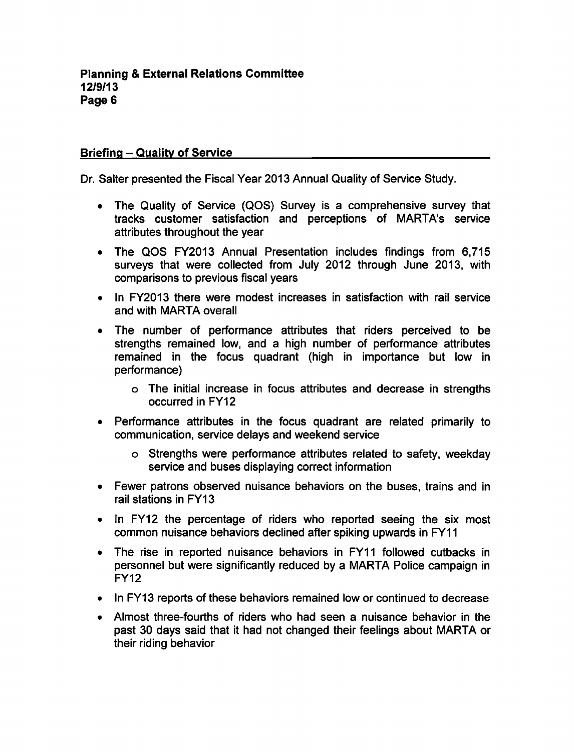**Planning & External Relations Committee**
**12/9/13**
**Page 6**

## Briefing – Quality of Service

Dr. Salter presented the Fiscal Year 2013 Annual Quality of Service Study.

- The Quality of Service (QOS) Survey is a comprehensive survey that tracks customer satisfaction and perceptions of MARTA's service attributes throughout the year
- The QOS FY2013 Annual Presentation includes findings from 6,715 surveys that were collected from July 2012 through June 2013, with comparisons to previous fiscal years
- In FY2013 there were modest increases in satisfaction with rail service and with MARTA overall
- The number of performance attributes that riders perceived to be strengths remained low, and a high number of performance attributes remained in the focus quadrant (high in importance but low in performance)
    - The initial increase in focus attributes and decrease in strengths occurred in FY12
- Performance attributes in the focus quadrant are related primarily to communication, service delays and weekend service
    - Strengths were performance attributes related to safety, weekday service and buses displaying correct information
- Fewer patrons observed nuisance behaviors on the buses, trains and in rail stations in FY13
- In FY12 the percentage of riders who reported seeing the six most common nuisance behaviors declined after spiking upwards in FY11
- The rise in reported nuisance behaviors in FY11 followed cutbacks in personnel but were significantly reduced by a MARTA Police campaign in FY12
- In FY13 reports of these behaviors remained low or continued to decrease
- Almost three-fourths of riders who had seen a nuisance behavior in the past 30 days said that it had not changed their feelings about MARTA or their riding behavior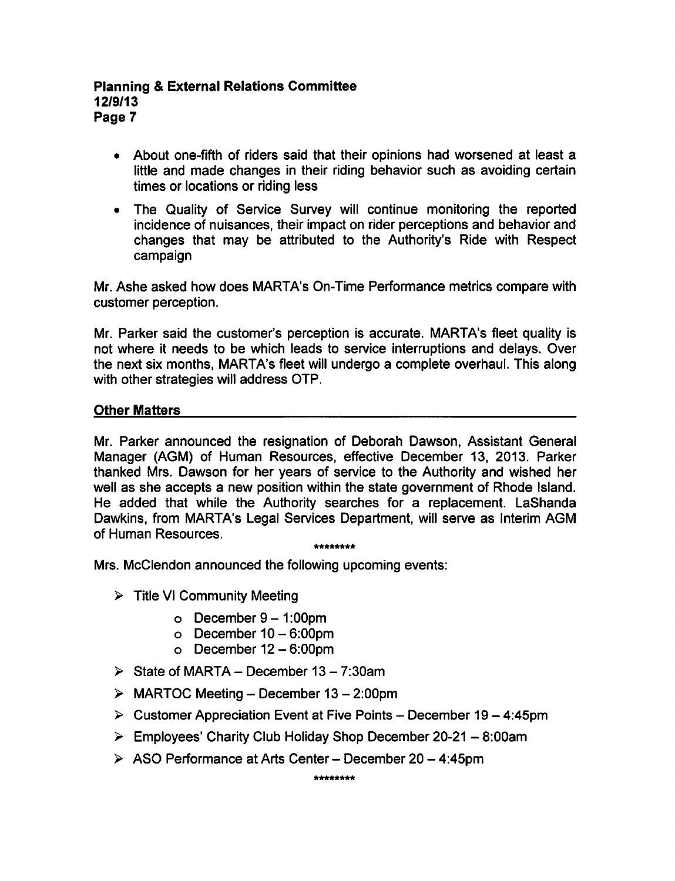- About one-fifth of riders said that their opinions had worsened at least a little and made changes in their riding behavior such as avoiding certain times or locations or riding less
- The Quality of Service Survey will continue monitoring the reported incidence of nuisances, their impact on rider perceptions and behavior and changes that may be attributed to the Authority's Ride with Respect campaign

Mr. Ashe asked how does MARTA's On-Time Performance metrics compare with customer perception.

Mr. Parker said the customer's perception is accurate. MARTA's fleet quality is not where it needs to be which leads to service interruptions and delays. Over the next six months, MARTA's fleet will undergo a complete overhaul. This along with other strategies will address OTP.

## Other Matters

Mr. Parker announced the resignation of Deborah Dawson, Assistant General Manager (AGM) of Human Resources, effective December 13, 2013. Parker thanked Mrs. Dawson for her years of service to the Authority and wished her well as she accepts a new position within the state government of Rhode Island. He added that while the Authority searches for a replacement. LaShanda Dawkins, from MARTA's Legal Services Department, will serve as Interim AGM of Human Resources.

********

Mrs. McClendon announced the following upcoming events:

- Title VI Community Meeting
  - December 9 – 1:00pm
  - December 10 – 6:00pm
  - December 12 – 6:00pm
- State of MARTA – December 13 – 7:30am
- MARTOC Meeting – December 13 – 2:00pm
- Customer Appreciation Event at Five Points – December 19 – 4:45pm
- Employees' Charity Club Holiday Shop December 20-21 – 8:00am
- ASO Performance at Arts Center – December 20 – 4:45pm

********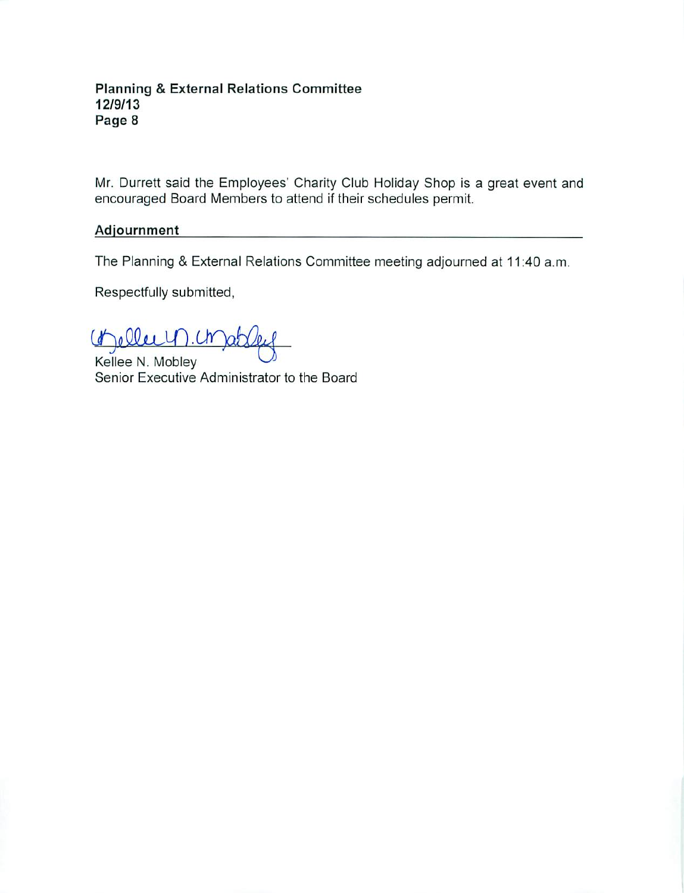Mr. Durrett said the Employees' Charity Club Holiday Shop is a great event and encouraged Board Members to attend if their schedules permit.

## Adjournment

The Planning & External Relations Committee meeting adjourned at 11:40 a.m.

Respectfully submitted,

Kellee N. Mobley
Senior Executive Administrator to the Board